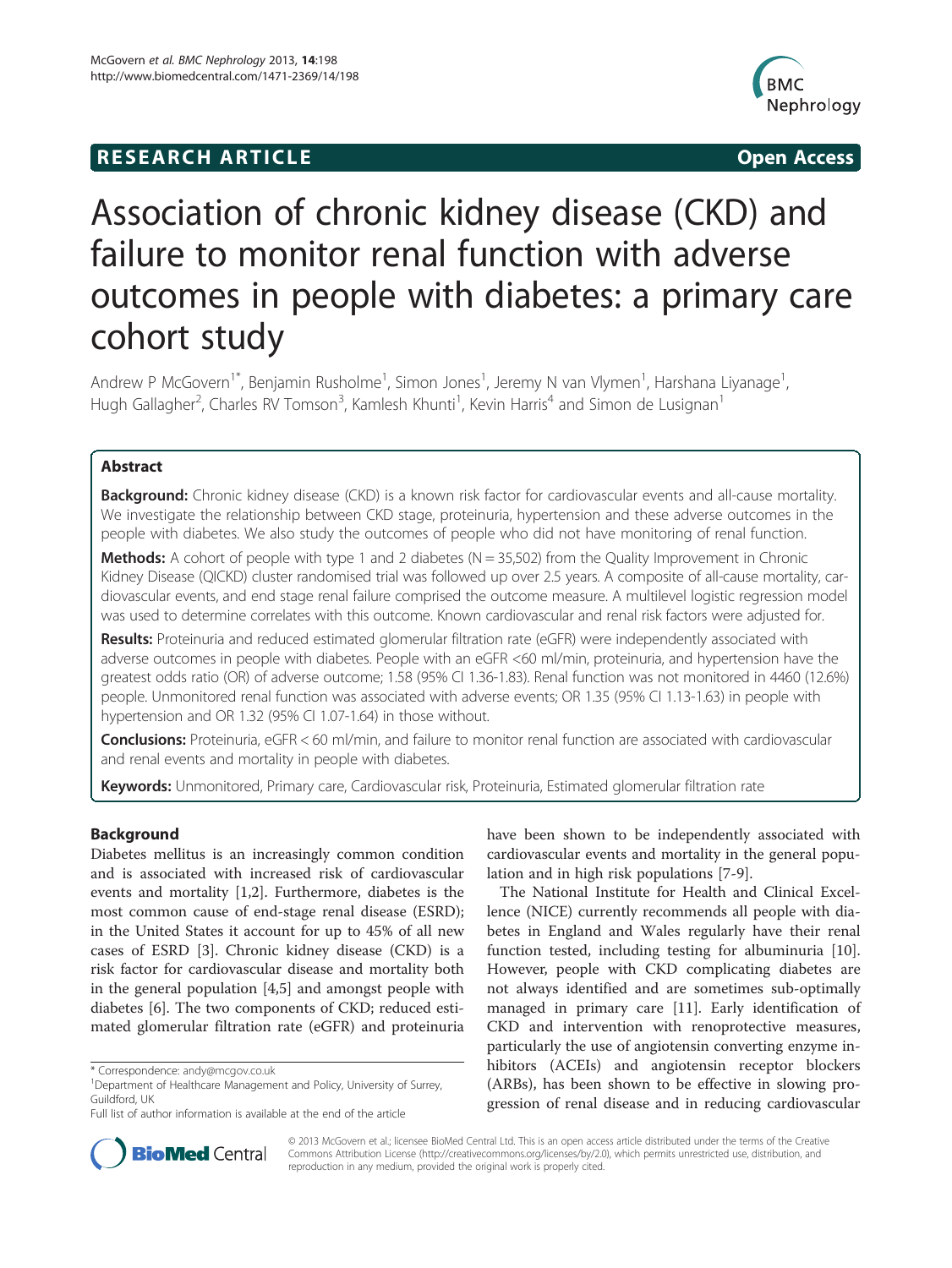**RESEARCH ARTICLE** **Open Access**

# Association of chronic kidney disease (CKD) and failure to monitor renal function with adverse outcomes in people with diabetes: a primary care cohort study

Andrew P McGovern[1*], Benjamin Rusholme[1], Simon Jones[1], Jeremy N van Vlymen[1], Harshana Liyanage[1], Hugh Gallagher[2], Charles RV Tomson[3], Kamlesh Khunti[1], Kevin Harris[4] and Simon de Lusignan[1]

## Abstract

**Background:** Chronic kidney disease (CKD) is a known risk factor for cardiovascular events and all-cause mortality. We investigate the relationship between CKD stage, proteinuria, hypertension and these adverse outcomes in the people with diabetes. We also study the outcomes of people who did not have monitoring of renal function.

**Methods:** A cohort of people with type 1 and 2 diabetes (N = 35,502) from the Quality Improvement in Chronic Kidney Disease (QICKD) cluster randomised trial was followed up over 2.5 years. A composite of all-cause mortality, cardiovascular events, and end stage renal failure comprised the outcome measure. A multilevel logistic regression model was used to determine correlates with this outcome. Known cardiovascular and renal risk factors were adjusted for.

**Results:** Proteinuria and reduced estimated glomerular filtration rate (eGFR) were independently associated with adverse outcomes in people with diabetes. People with an eGFR <60 ml/min, proteinuria, and hypertension have the greatest odds ratio (OR) of adverse outcome; 1.58 (95% CI 1.36-1.83). Renal function was not monitored in 4460 (12.6%) people. Unmonitored renal function was associated with adverse events; OR 1.35 (95% CI 1.13-1.63) in people with hypertension and OR 1.32 (95% CI 1.07-1.64) in those without.

**Conclusions:** Proteinuria, eGFR < 60 ml/min, and failure to monitor renal function are associated with cardiovascular and renal events and mortality in people with diabetes.

**Keywords:** Unmonitored, Primary care, Cardiovascular risk, Proteinuria, Estimated glomerular filtration rate

## Background

Diabetes mellitus is an increasingly common condition and is associated with increased risk of cardiovascular events and mortality [1,2]. Furthermore, diabetes is the most common cause of end-stage renal disease (ESRD); in the United States it account for up to 45% of all new cases of ESRD [3]. Chronic kidney disease (CKD) is a risk factor for cardiovascular disease and mortality both in the general population [4,5] and amongst people with diabetes [6]. The two components of CKD; reduced estimated glomerular filtration rate (eGFR) and proteinuria have been shown to be independently associated with cardiovascular events and mortality in the general population and in high risk populations [7-9].

The National Institute for Health and Clinical Excellence (NICE) currently recommends all people with diabetes in England and Wales regularly have their renal function tested, including testing for albuminuria [10]. However, people with CKD complicating diabetes are not always identified and are sometimes sub-optimally managed in primary care [11]. Early identification of CKD and intervention with renoprotective measures, particularly the use of angiotensin converting enzyme inhibitors (ACEIs) and angiotensin receptor blockers (ARBs), has been shown to be effective in slowing progression of renal disease and in reducing cardiovascular

\* Correspondence: andy@mcgov.co.uk
[1]Department of Healthcare Management and Policy, University of Surrey, Guildford, UK
Full list of author information is available at the end of the article

© 2013 McGovern et al.; licensee BioMed Central Ltd. This is an open access article distributed under the terms of the Creative Commons Attribution License (http://creativecommons.org/licenses/by/2.0), which permits unrestricted use, distribution, and reproduction in any medium, provided the original work is properly cited.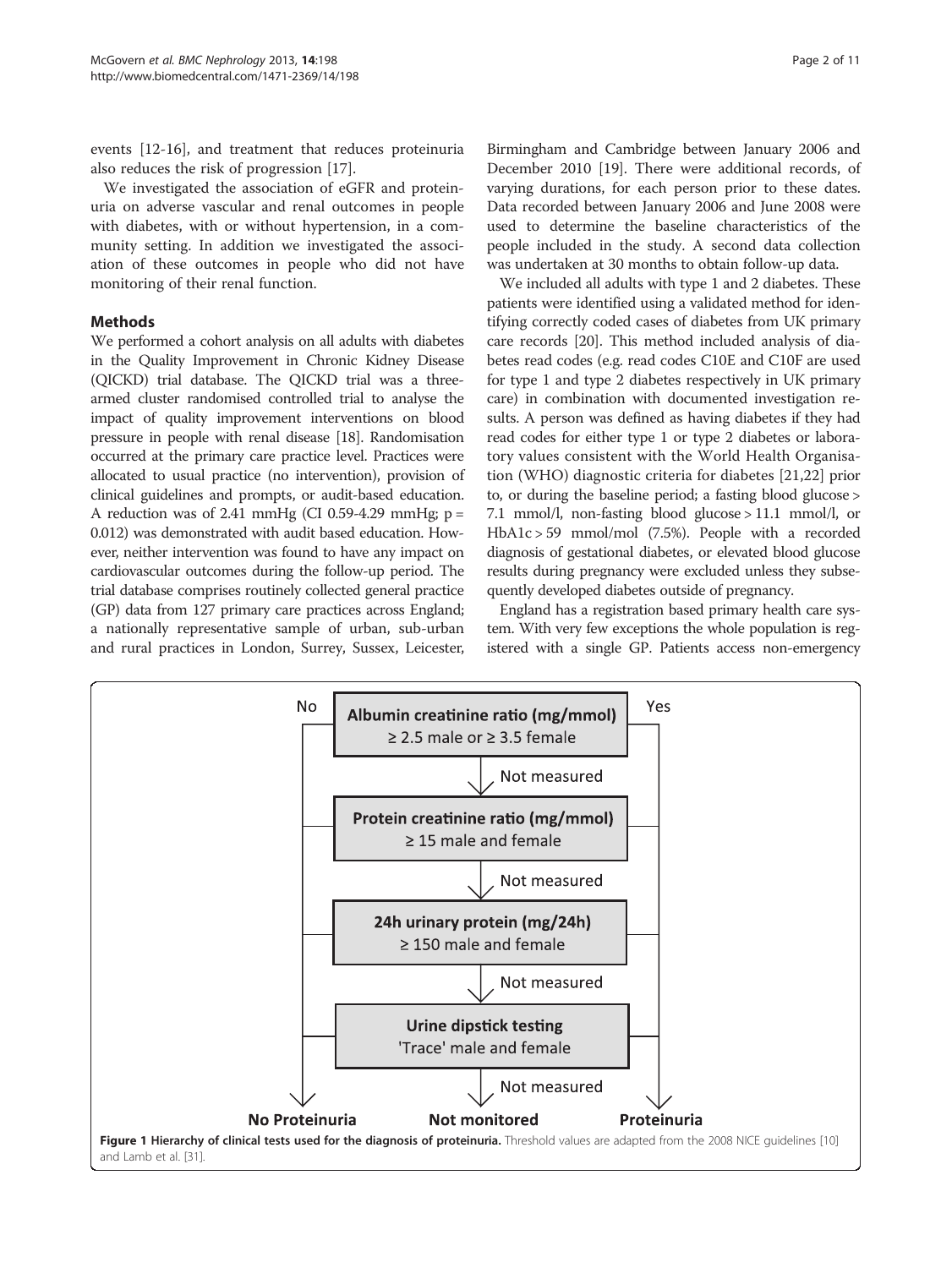events [12-16], and treatment that reduces proteinuria also reduces the risk of progression [17].

We investigated the association of eGFR and proteinuria on adverse vascular and renal outcomes in people with diabetes, with or without hypertension, in a community setting. In addition we investigated the association of these outcomes in people who did not have monitoring of their renal function.

## Methods

We performed a cohort analysis on all adults with diabetes in the Quality Improvement in Chronic Kidney Disease (QICKD) trial database. The QICKD trial was a three-armed cluster randomised controlled trial to analyse the impact of quality improvement interventions on blood pressure in people with renal disease [18]. Randomisation occurred at the primary care practice level. Practices were allocated to usual practice (no intervention), provision of clinical guidelines and prompts, or audit-based education. A reduction was of 2.41 mmHg (CI 0.59-4.29 mmHg; $p = 0.012$) was demonstrated with audit based education. However, neither intervention was found to have any impact on cardiovascular outcomes during the follow-up period. The trial database comprises routinely collected general practice (GP) data from 127 primary care practices across England; a nationally representative sample of urban, sub-urban and rural practices in London, Surrey, Sussex, Leicester, Birmingham and Cambridge between January 2006 and December 2010 [19]. There were additional records, of varying durations, for each person prior to these dates. Data recorded between January 2006 and June 2008 were used to determine the baseline characteristics of the people included in the study. A second data collection was undertaken at 30 months to obtain follow-up data.

We included all adults with type 1 and 2 diabetes. These patients were identified using a validated method for identifying correctly coded cases of diabetes from UK primary care records [20]. This method included analysis of diabetes read codes (e.g. read codes C10E and C10F are used for type 1 and type 2 diabetes respectively in UK primary care) in combination with documented investigation results. A person was defined as having diabetes if they had read codes for either type 1 or type 2 diabetes or laboratory values consistent with the World Health Organisation (WHO) diagnostic criteria for diabetes [21,22] prior to, or during the baseline period; a fasting blood glucose > 7.1 mmol/l, non-fasting blood glucose > 11.1 mmol/l, or HbA1c > 59 mmol/mol (7.5%). People with a recorded diagnosis of gestational diabetes, or elevated blood glucose results during pregnancy were excluded unless they subsequently developed diabetes outside of pregnancy.

England has a registration based primary health care system. With very few exceptions the whole population is registered with a single GP. Patients access non-emergency

No

Yes

Albumin creatinine ratio (mg/mmol)
≥ 2.5 male or ≥ 3.5 female

Not measured

Protein creatinine ratio (mg/mmol)
≥ 15 male and female

Not measured

24h urinary protein (mg/24h)
≥ 150 male and female

Not measured

Urine dipstick testing
'Trace' male and female

Not measured

No Proteinuria

Not monitored

Proteinuria

**Figure 1 Hierarchy of clinical tests used for the diagnosis of proteinuria.** Threshold values are adapted from the 2008 NICE guidelines [10] and Lamb et al. [31].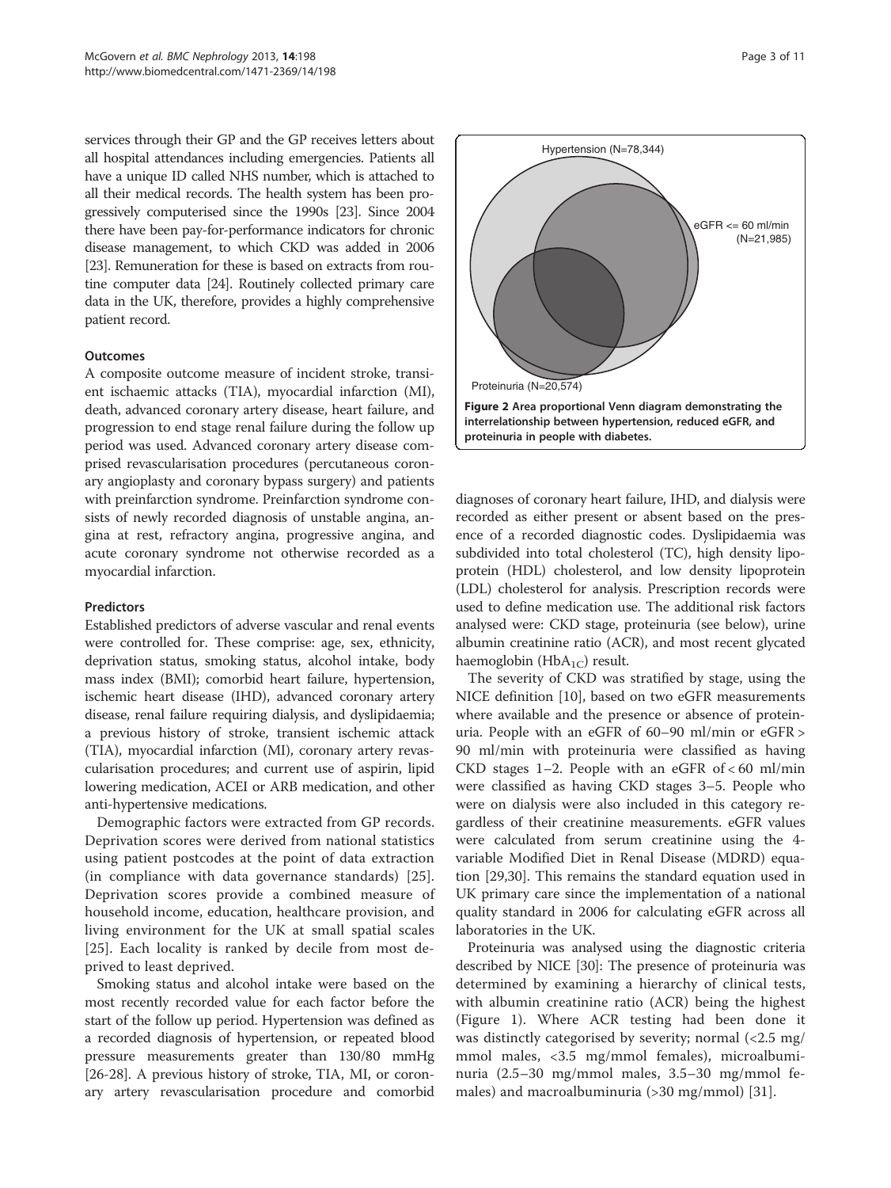services through their GP and the GP receives letters about all hospital attendances including emergencies. Patients all have a unique ID called NHS number, which is attached to all their medical records. The health system has been progressively computerised since the 1990s [23]. Since 2004 there have been pay-for-performance indicators for chronic disease management, to which CKD was added in 2006 [23]. Remuneration for these is based on extracts from routine computer data [24]. Routinely collected primary care data in the UK, therefore, provides a highly comprehensive patient record.

### Outcomes

A composite outcome measure of incident stroke, transient ischaemic attacks (TIA), myocardial infarction (MI), death, advanced coronary artery disease, heart failure, and progression to end stage renal failure during the follow up period was used. Advanced coronary artery disease comprised revascularisation procedures (percutaneous coronary angioplasty and coronary bypass surgery) and patients with preinfarction syndrome. Preinfarction syndrome consists of newly recorded diagnosis of unstable angina, angina at rest, refractory angina, progressive angina, and acute coronary syndrome not otherwise recorded as a myocardial infarction.

### Predictors

Established predictors of adverse vascular and renal events were controlled for. These comprise: age, sex, ethnicity, deprivation status, smoking status, alcohol intake, body mass index (BMI); comorbid heart failure, hypertension, ischemic heart disease (IHD), advanced coronary artery disease, renal failure requiring dialysis, and dyslipidaemia; a previous history of stroke, transient ischemic attack (TIA), myocardial infarction (MI), coronary artery revascularisation procedures; and current use of aspirin, lipid lowering medication, ACEI or ARB medication, and other anti-hypertensive medications.

Demographic factors were extracted from GP records. Deprivation scores were derived from national statistics using patient postcodes at the point of data extraction (in compliance with data governance standards) [25]. Deprivation scores provide a combined measure of household income, education, healthcare provision, and living environment for the UK at small spatial scales [25]. Each locality is ranked by decile from most deprived to least deprived.

Smoking status and alcohol intake were based on the most recently recorded value for each factor before the start of the follow up period. Hypertension was defined as a recorded diagnosis of hypertension, or repeated blood pressure measurements greater than 130/80 mmHg [26-28]. A previous history of stroke, TIA, MI, or coronary artery revascularisation procedure and comorbid

Hypertension (N=78,344)

eGFR <= 60 ml/min (N=21,985)

Proteinuria (N=20,574)

**Figure 2 Area proportional Venn diagram demonstrating the interrelationship between hypertension, reduced eGFR, and proteinuria in people with diabetes.**

diagnoses of coronary heart failure, IHD, and dialysis were recorded as either present or absent based on the presence of a recorded diagnostic codes. Dyslipidaemia was subdivided into total cholesterol (TC), high density lipoprotein (HDL) cholesterol, and low density lipoprotein (LDL) cholesterol for analysis. Prescription records were used to define medication use. The additional risk factors analysed were: CKD stage, proteinuria (see below), urine albumin creatinine ratio (ACR), and most recent glycated haemoglobin ($HbA_{1C}$) result.

The severity of CKD was stratified by stage, using the NICE definition [10], based on two eGFR measurements where available and the presence or absence of proteinuria. People with an eGFR of 60–90 ml/min or eGFR > 90 ml/min with proteinuria were classified as having CKD stages 1–2. People with an eGFR of < 60 ml/min were classified as having CKD stages 3–5. People who were on dialysis were also included in this category regardless of their creatinine measurements. eGFR values were calculated from serum creatinine using the 4-variable Modified Diet in Renal Disease (MDRD) equation [29,30]. This remains the standard equation used in UK primary care since the implementation of a national quality standard in 2006 for calculating eGFR across all laboratories in the UK.

Proteinuria was analysed using the diagnostic criteria described by NICE [30]: The presence of proteinuria was determined by examining a hierarchy of clinical tests, with albumin creatinine ratio (ACR) being the highest (Figure 1). Where ACR testing had been done it was distinctly categorised by severity; normal (<2.5 mg/mmol males, <3.5 mg/mmol females), microalbuminuria (2.5–30 mg/mmol males, 3.5–30 mg/mmol females) and macroalbuminuria (>30 mg/mmol) [31].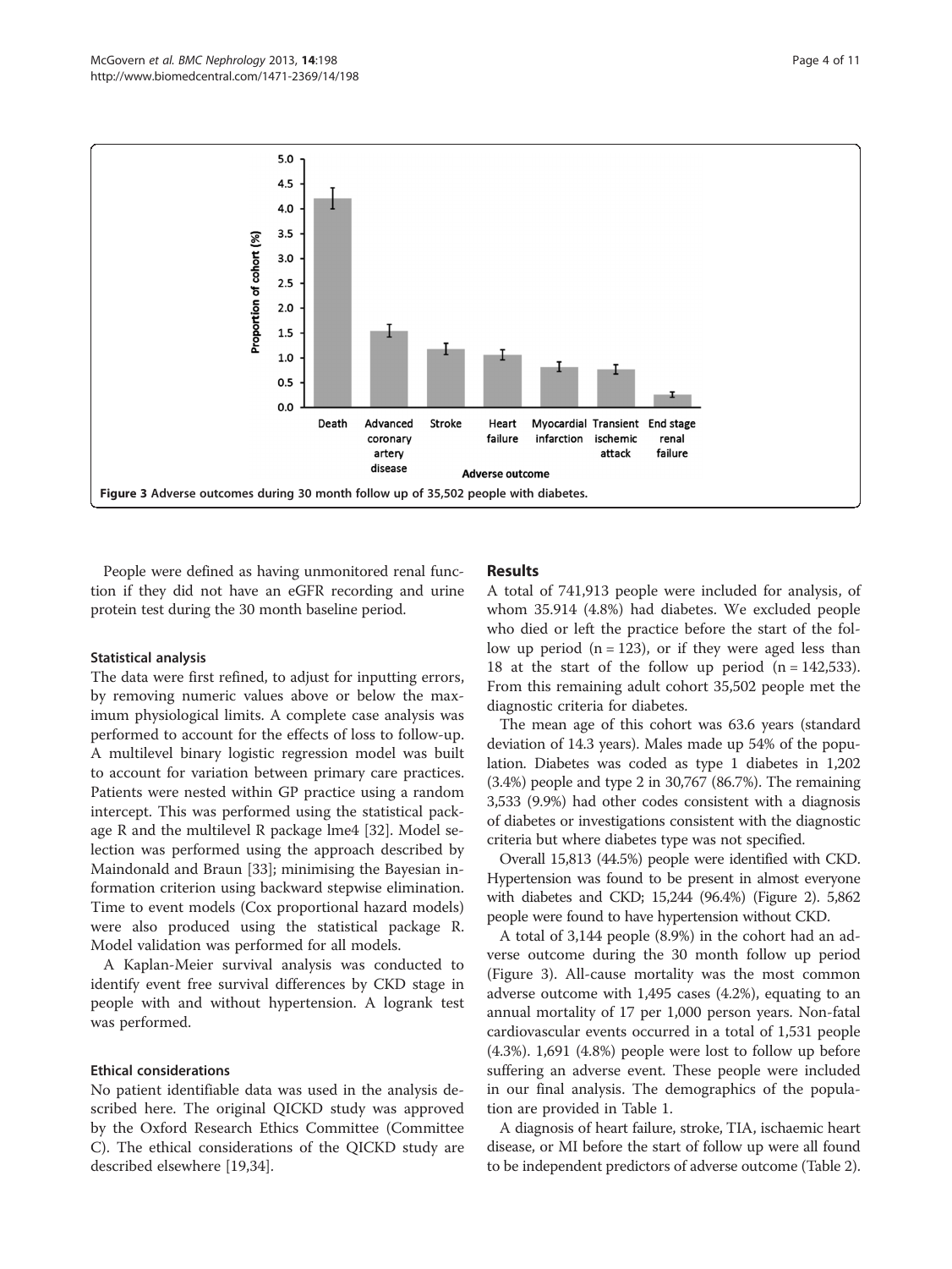5.0
4.5
4.0
3.5
3.0
2.5
2.0
1.5
1.0
0.5
0.0

Proportion of cohort (%)

Death
Advanced coronary artery disease
Stroke
Heart failure
Myocardial infarction
Transient ischemic attack
End stage renal failure

Adverse outcome

**Figure 3** Adverse outcomes during 30 month follow up of 35,502 people with diabetes.

People were defined as having unmonitored renal function if they did not have an eGFR recording and urine protein test during the 30 month baseline period.

### Statistical analysis

The data were first refined, to adjust for inputting errors, by removing numeric values above or below the maximum physiological limits. A complete case analysis was performed to account for the effects of loss to follow-up. A multilevel binary logistic regression model was built to account for variation between primary care practices. Patients were nested within GP practice using a random intercept. This was performed using the statistical package R and the multilevel R package lme4 [32]. Model selection was performed using the approach described by Maindonald and Braun [33]; minimising the Bayesian information criterion using backward stepwise elimination. Time to event models (Cox proportional hazard models) were also produced using the statistical package R. Model validation was performed for all models.

A Kaplan-Meier survival analysis was conducted to identify event free survival differences by CKD stage in people with and without hypertension. A logrank test was performed.

### Ethical considerations

No patient identifiable data was used in the analysis described here. The original QICKD study was approved by the Oxford Research Ethics Committee (Committee C). The ethical considerations of the QICKD study are described elsewhere [19,34].

## Results

A total of 741,913 people were included for analysis, of whom 35.914 (4.8%) had diabetes. We excluded people who died or left the practice before the start of the follow up period (n = 123), or if they were aged less than 18 at the start of the follow up period (n = 142,533). From this remaining adult cohort 35,502 people met the diagnostic criteria for diabetes.

The mean age of this cohort was 63.6 years (standard deviation of 14.3 years). Males made up 54% of the population. Diabetes was coded as type 1 diabetes in 1,202 (3.4%) people and type 2 in 30,767 (86.7%). The remaining 3,533 (9.9%) had other codes consistent with a diagnosis of diabetes or investigations consistent with the diagnostic criteria but where diabetes type was not specified.

Overall 15,813 (44.5%) people were identified with CKD. Hypertension was found to be present in almost everyone with diabetes and CKD; 15,244 (96.4%) (Figure 2). 5,862 people were found to have hypertension without CKD.

A total of 3,144 people (8.9%) in the cohort had an adverse outcome during the 30 month follow up period (Figure 3). All-cause mortality was the most common adverse outcome with 1,495 cases (4.2%), equating to an annual mortality of 17 per 1,000 person years. Non-fatal cardiovascular events occurred in a total of 1,531 people (4.3%). 1,691 (4.8%) people were lost to follow up before suffering an adverse event. These people were included in our final analysis. The demographics of the population are provided in Table 1.

A diagnosis of heart failure, stroke, TIA, ischaemic heart disease, or MI before the start of follow up were all found to be independent predictors of adverse outcome (Table 2).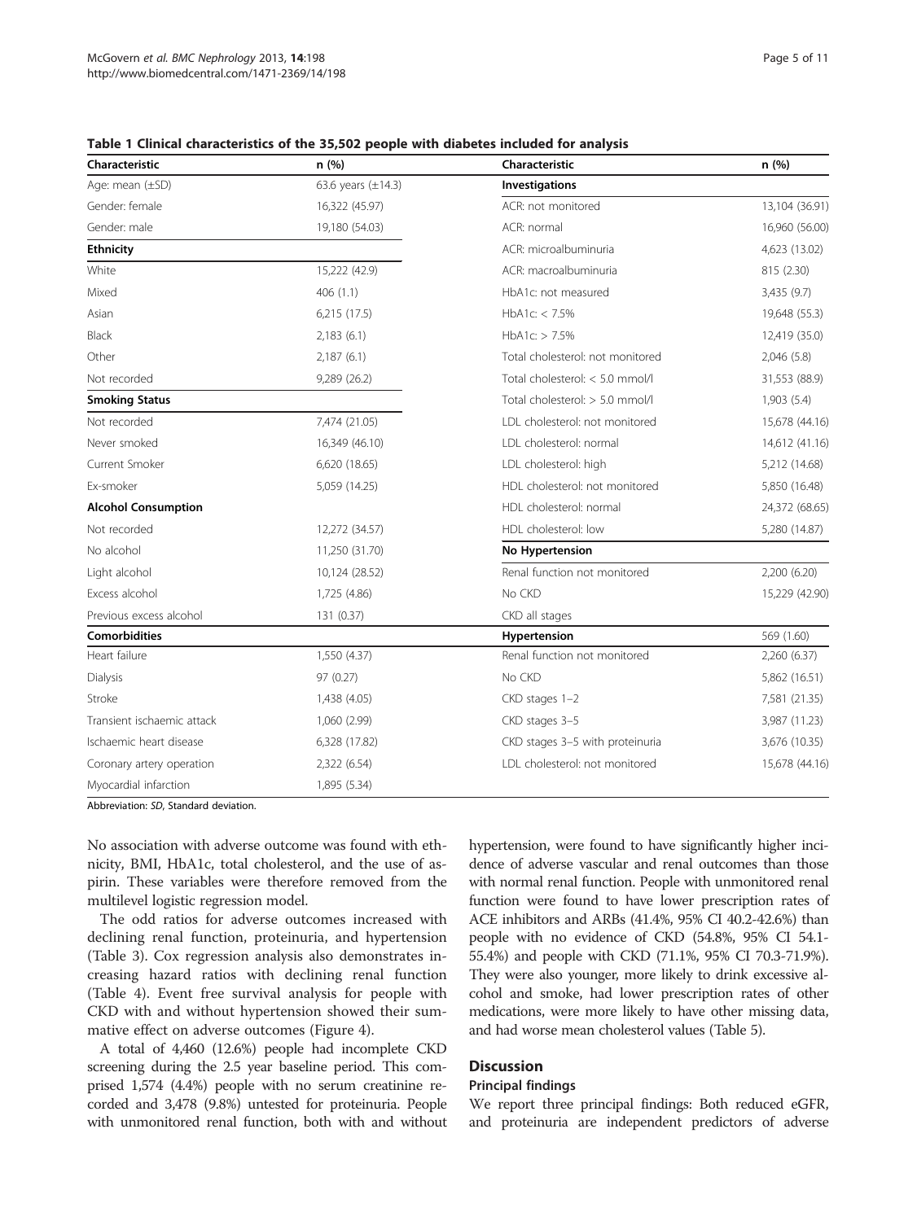**Table 1 Clinical characteristics of the 35,502 people with diabetes included for analysis**

| Characteristic | n (%) | Characteristic | n (%) |
|---|---|---|---|
| Age: mean (±SD) | 63.6 years (±14.3) | **Investigations** | |
| Gender: female | 16,322 (45.97) | ACR: not monitored | 13,104 (36.91) |
| Gender: male | 19,180 (54.03) | ACR: normal | 16,960 (56.00) |
| **Ethnicity** | | ACR: microalbuminuria | 4,623 (13.02) |
| White | 15,222 (42.9) | ACR: macroalbuminuria | 815 (2.30) |
| Mixed | 406 (1.1) | HbA1c: not measured | 3,435 (9.7) |
| Asian | 6,215 (17.5) | HbA1c: < 7.5% | 19,648 (55.3) |
| Black | 2,183 (6.1) | HbA1c: > 7.5% | 12,419 (35.0) |
| Other | 2,187 (6.1) | Total cholesterol: not monitored | 2,046 (5.8) |
| Not recorded | 9,289 (26.2) | Total cholesterol: < 5.0 mmol/l | 31,553 (88.9) |
| **Smoking Status** | | Total cholesterol: > 5.0 mmol/l | 1,903 (5.4) |
| Not recorded | 7,474 (21.05) | LDL cholesterol: not monitored | 15,678 (44.16) |
| Never smoked | 16,349 (46.10) | LDL cholesterol: normal | 14,612 (41.16) |
| Current Smoker | 6,620 (18.65) | LDL cholesterol: high | 5,212 (14.68) |
| Ex-smoker | 5,059 (14.25) | HDL cholesterol: not monitored | 5,850 (16.48) |
| **Alcohol Consumption** | | HDL cholesterol: normal | 24,372 (68.65) |
| Not recorded | 12,272 (34.57) | HDL cholesterol: low | 5,280 (14.87) |
| No alcohol | 11,250 (31.70) | **No Hypertension** | |
| Light alcohol | 10,124 (28.52) | Renal function not monitored | 2,200 (6.20) |
| Excess alcohol | 1,725 (4.86) | No CKD | 15,229 (42.90) |
| Previous excess alcohol | 131 (0.37) | CKD all stages | |
| **Comorbidities** | | **Hypertension** | 569 (1.60) |
| Heart failure | 1,550 (4.37) | Renal function not monitored | 2,260 (6.37) |
| Dialysis | 97 (0.27) | No CKD | 5,862 (16.51) |
| Stroke | 1,438 (4.05) | CKD stages 1–2 | 7,581 (21.35) |
| Transient ischaemic attack | 1,060 (2.99) | CKD stages 3–5 | 3,987 (11.23) |
| Ischaemic heart disease | 6,328 (17.82) | CKD stages 3–5 with proteinuria | 3,676 (10.35) |
| Coronary artery operation | 2,322 (6.54) | LDL cholesterol: not monitored | 15,678 (44.16) |
| Myocardial infarction | 1,895 (5.34) | | |

Abbreviation: *SD*, Standard deviation.

No association with adverse outcome was found with ethnicity, BMI, HbA1c, total cholesterol, and the use of aspirin. These variables were therefore removed from the multilevel logistic regression model.

The odd ratios for adverse outcomes increased with declining renal function, proteinuria, and hypertension (Table 3). Cox regression analysis also demonstrates increasing hazard ratios with declining renal function (Table 4). Event free survival analysis for people with CKD with and without hypertension showed their summative effect on adverse outcomes (Figure 4).

A total of 4,460 (12.6%) people had incomplete CKD screening during the 2.5 year baseline period. This comprised 1,574 (4.4%) people with no serum creatinine recorded and 3,478 (9.8%) untested for proteinuria. People with unmonitored renal function, both with and without hypertension, were found to have significantly higher incidence of adverse vascular and renal outcomes than those with normal renal function. People with unmonitored renal function were found to have lower prescription rates of ACE inhibitors and ARBs (41.4%, 95% CI 40.2-42.6%) than people with no evidence of CKD (54.8%, 95% CI 54.1-55.4%) and people with CKD (71.1%, 95% CI 70.3-71.9%). They were also younger, more likely to drink excessive alcohol and smoke, had lower prescription rates of other medications, were more likely to have other missing data, and had worse mean cholesterol values (Table 5).

## Discussion

### Principal findings

We report three principal findings: Both reduced eGFR, and proteinuria are independent predictors of adverse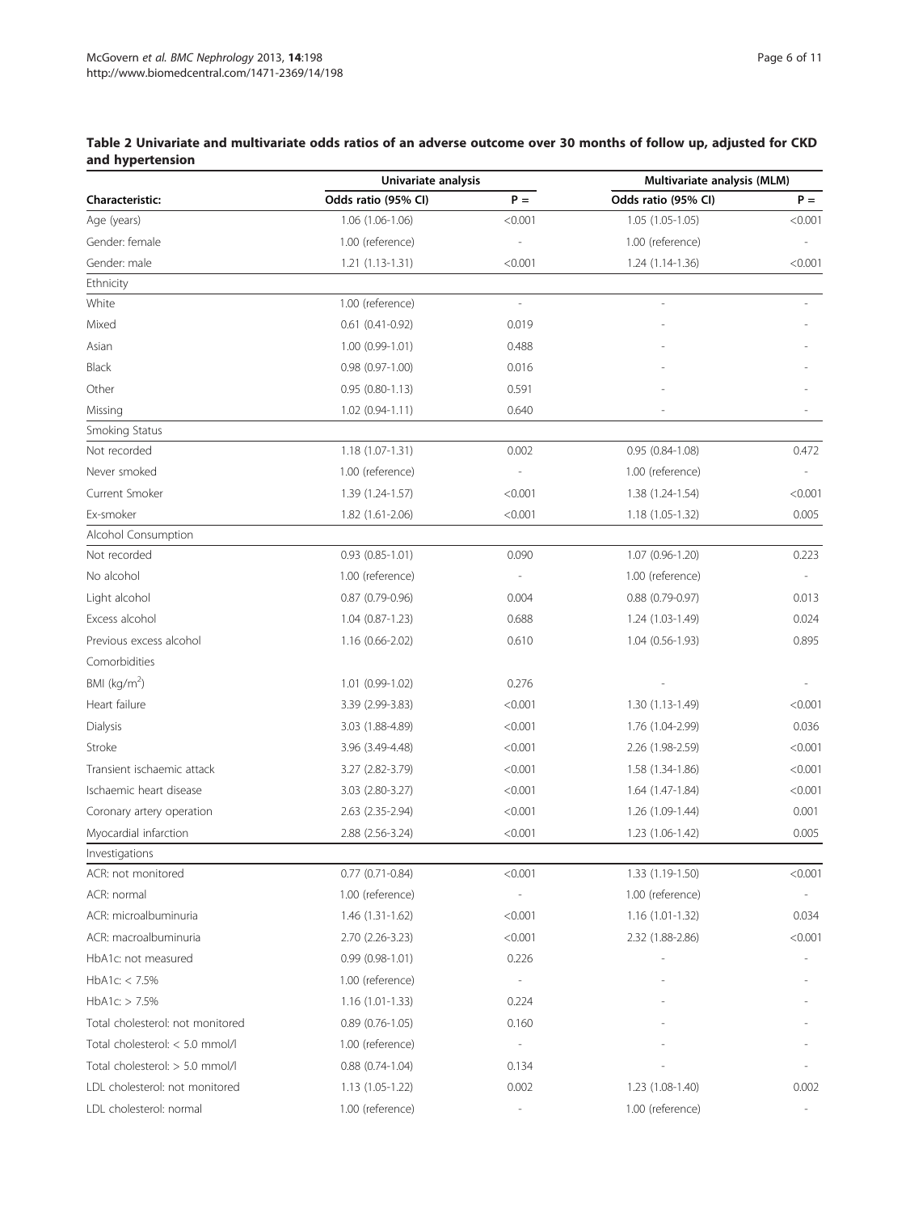**Table 2 Univariate and multivariate odds ratios of an adverse outcome over 30 months of follow up, adjusted for CKD and hypertension**

| | Univariate analysis | | Multivariate analysis (MLM) | |
|---|---|---|---|---|
| **Characteristic:** | **Odds ratio (95% CI)** | **P =** | **Odds ratio (95% CI)** | **P =** |
| Age (years) | 1.06 (1.06-1.06) | <0.001 | 1.05 (1.05-1.05) | <0.001 |
| Gender: female | 1.00 (reference) | - | 1.00 (reference) | - |
| Gender: male | 1.21 (1.13-1.31) | <0.001 | 1.24 (1.14-1.36) | <0.001 |
| Ethnicity | | | | |
| White | 1.00 (reference) | - | - | - |
| Mixed | 0.61 (0.41-0.92) | 0.019 | - | - |
| Asian | 1.00 (0.99-1.01) | 0.488 | - | - |
| Black | 0.98 (0.97-1.00) | 0.016 | - | - |
| Other | 0.95 (0.80-1.13) | 0.591 | - | - |
| Missing | 1.02 (0.94-1.11) | 0.640 | - | - |
| Smoking Status | | | | |
| Not recorded | 1.18 (1.07-1.31) | 0.002 | 0.95 (0.84-1.08) | 0.472 |
| Never smoked | 1.00 (reference) | - | 1.00 (reference) | - |
| Current Smoker | 1.39 (1.24-1.57) | <0.001 | 1.38 (1.24-1.54) | <0.001 |
| Ex-smoker | 1.82 (1.61-2.06) | <0.001 | 1.18 (1.05-1.32) | 0.005 |
| Alcohol Consumption | | | | |
| Not recorded | 0.93 (0.85-1.01) | 0.090 | 1.07 (0.96-1.20) | 0.223 |
| No alcohol | 1.00 (reference) | - | 1.00 (reference) | - |
| Light alcohol | 0.87 (0.79-0.96) | 0.004 | 0.88 (0.79-0.97) | 0.013 |
| Excess alcohol | 1.04 (0.87-1.23) | 0.688 | 1.24 (1.03-1.49) | 0.024 |
| Previous excess alcohol | 1.16 (0.66-2.02) | 0.610 | 1.04 (0.56-1.93) | 0.895 |
| Comorbidities | | | | |
| BMI (kg/m$^2$) | 1.01 (0.99-1.02) | 0.276 | - | - |
| Heart failure | 3.39 (2.99-3.83) | <0.001 | 1.30 (1.13-1.49) | <0.001 |
| Dialysis | 3.03 (1.88-4.89) | <0.001 | 1.76 (1.04-2.99) | 0.036 |
| Stroke | 3.96 (3.49-4.48) | <0.001 | 2.26 (1.98-2.59) | <0.001 |
| Transient ischaemic attack | 3.27 (2.82-3.79) | <0.001 | 1.58 (1.34-1.86) | <0.001 |
| Ischaemic heart disease | 3.03 (2.80-3.27) | <0.001 | 1.64 (1.47-1.84) | <0.001 |
| Coronary artery operation | 2.63 (2.35-2.94) | <0.001 | 1.26 (1.09-1.44) | 0.001 |
| Myocardial infarction | 2.88 (2.56-3.24) | <0.001 | 1.23 (1.06-1.42) | 0.005 |
| Investigations | | | | |
| ACR: not monitored | 0.77 (0.71-0.84) | <0.001 | 1.33 (1.19-1.50) | <0.001 |
| ACR: normal | 1.00 (reference) | - | 1.00 (reference) | - |
| ACR: microalbuminuria | 1.46 (1.31-1.62) | <0.001 | 1.16 (1.01-1.32) | 0.034 |
| ACR: macroalbuminuria | 2.70 (2.26-3.23) | <0.001 | 2.32 (1.88-2.86) | <0.001 |
| HbA1c: not measured | 0.99 (0.98-1.01) | 0.226 | - | - |
| HbA1c: < 7.5% | 1.00 (reference) | - | - | - |
| HbA1c: > 7.5% | 1.16 (1.01-1.33) | 0.224 | - | - |
| Total cholesterol: not monitored | 0.89 (0.76-1.05) | 0.160 | - | - |
| Total cholesterol: < 5.0 mmol/l | 1.00 (reference) | - | - | - |
| Total cholesterol: > 5.0 mmol/l | 0.88 (0.74-1.04) | 0.134 | - | - |
| LDL cholesterol: not monitored | 1.13 (1.05-1.22) | 0.002 | 1.23 (1.08-1.40) | 0.002 |
| LDL cholesterol: normal | 1.00 (reference) | - | 1.00 (reference) | - |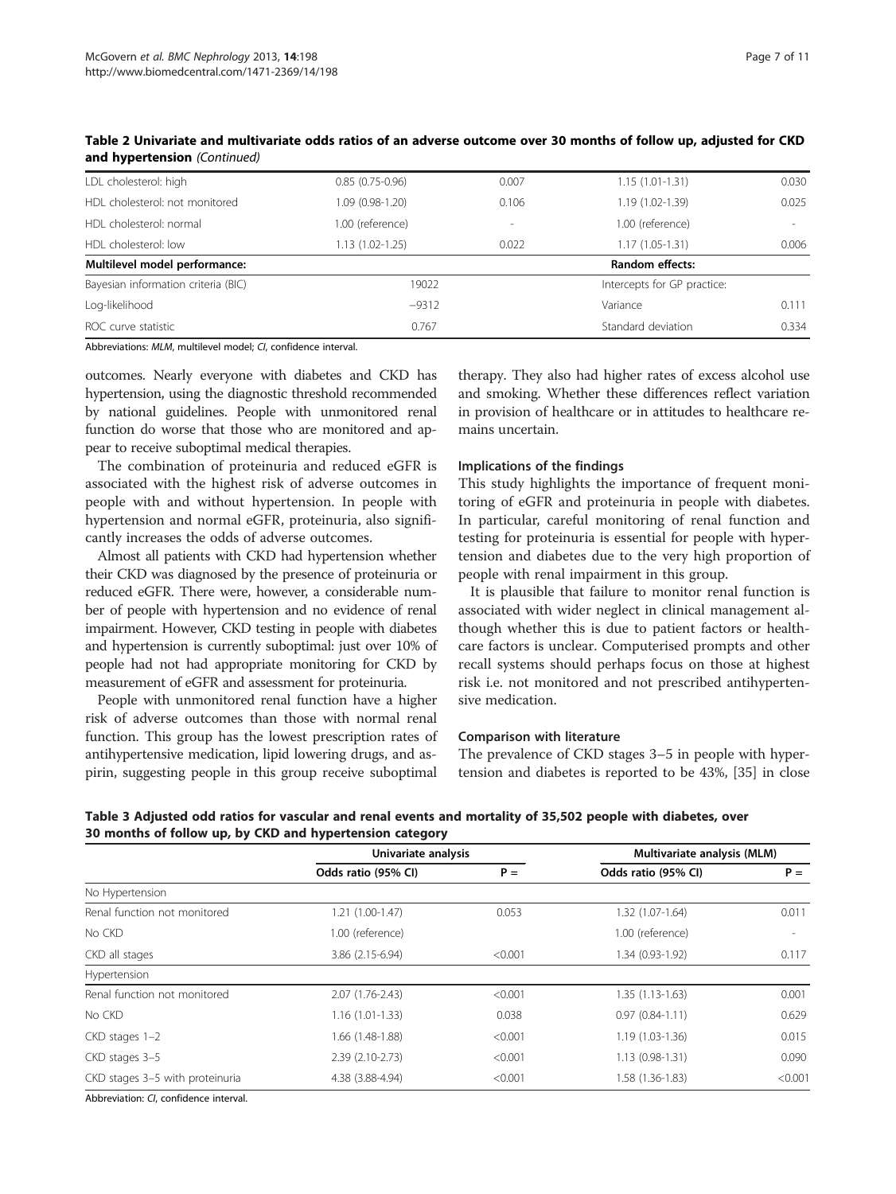**Table 2 Univariate and multivariate odds ratios of an adverse outcome over 30 months of follow up, adjusted for CKD and hypertension** *(Continued)*

| | | | | |
|---|---|---|---|---|
| LDL cholesterol: high | 0.85 (0.75-0.96) | 0.007 | 1.15 (1.01-1.31) | 0.030 |
| HDL cholesterol: not monitored | 1.09 (0.98-1.20) | 0.106 | 1.19 (1.02-1.39) | 0.025 |
| HDL cholesterol: normal | 1.00 (reference) | - | 1.00 (reference) | - |
| HDL cholesterol: low | 1.13 (1.02-1.25) | 0.022 | 1.17 (1.05-1.31) | 0.006 |
| **Multilevel model performance:** | | | **Random effects:** | |
| Bayesian information criteria (BIC) | 19022 | | Intercepts for GP practice: | |
| Log-likelihood | −9312 | | Variance | 0.111 |
| ROC curve statistic | 0.767 | | Standard deviation | 0.334 |

Abbreviations: *MLM*, multilevel model; *CI*, confidence interval.

outcomes. Nearly everyone with diabetes and CKD has hypertension, using the diagnostic threshold recommended by national guidelines. People with unmonitored renal function do worse that those who are monitored and appear to receive suboptimal medical therapies.

The combination of proteinuria and reduced eGFR is associated with the highest risk of adverse outcomes in people with and without hypertension. In people with hypertension and normal eGFR, proteinuria, also significantly increases the odds of adverse outcomes.

Almost all patients with CKD had hypertension whether their CKD was diagnosed by the presence of proteinuria or reduced eGFR. There were, however, a considerable number of people with hypertension and no evidence of renal impairment. However, CKD testing in people with diabetes and hypertension is currently suboptimal: just over 10% of people had not had appropriate monitoring for CKD by measurement of eGFR and assessment for proteinuria.

People with unmonitored renal function have a higher risk of adverse outcomes than those with normal renal function. This group has the lowest prescription rates of antihypertensive medication, lipid lowering drugs, and aspirin, suggesting people in this group receive suboptimal therapy. They also had higher rates of excess alcohol use and smoking. Whether these differences reflect variation in provision of healthcare or in attitudes to healthcare remains uncertain.

### Implications of the findings

This study highlights the importance of frequent monitoring of eGFR and proteinuria in people with diabetes. In particular, careful monitoring of renal function and testing for proteinuria is essential for people with hypertension and diabetes due to the very high proportion of people with renal impairment in this group.

It is plausible that failure to monitor renal function is associated with wider neglect in clinical management although whether this is due to patient factors or healthcare factors is unclear. Computerised prompts and other recall systems should perhaps focus on those at highest risk i.e. not monitored and not prescribed antihypertensive medication.

### Comparison with literature

The prevalence of CKD stages 3–5 in people with hypertension and diabetes is reported to be 43%, [35] in close

**Table 3 Adjusted odd ratios for vascular and renal events and mortality of 35,502 people with diabetes, over 30 months of follow up, by CKD and hypertension category**

| | Univariate analysis | | Multivariate analysis (MLM) | |
|---|---|---|---|---|
| | Odds ratio (95% CI) | P = | Odds ratio (95% CI) | P = |
| No Hypertension | | | | |
| Renal function not monitored | 1.21 (1.00-1.47) | 0.053 | 1.32 (1.07-1.64) | 0.011 |
| No CKD | 1.00 (reference) | | 1.00 (reference) | - |
| CKD all stages | 3.86 (2.15-6.94) | <0.001 | 1.34 (0.93-1.92) | 0.117 |
| Hypertension | | | | |
| Renal function not monitored | 2.07 (1.76-2.43) | <0.001 | 1.35 (1.13-1.63) | 0.001 |
| No CKD | 1.16 (1.01-1.33) | 0.038 | 0.97 (0.84-1.11) | 0.629 |
| CKD stages 1–2 | 1.66 (1.48-1.88) | <0.001 | 1.19 (1.03-1.36) | 0.015 |
| CKD stages 3–5 | 2.39 (2.10-2.73) | <0.001 | 1.13 (0.98-1.31) | 0.090 |
| CKD stages 3–5 with proteinuria | 4.38 (3.88-4.94) | <0.001 | 1.58 (1.36-1.83) | <0.001 |

Abbreviation: *CI*, confidence interval.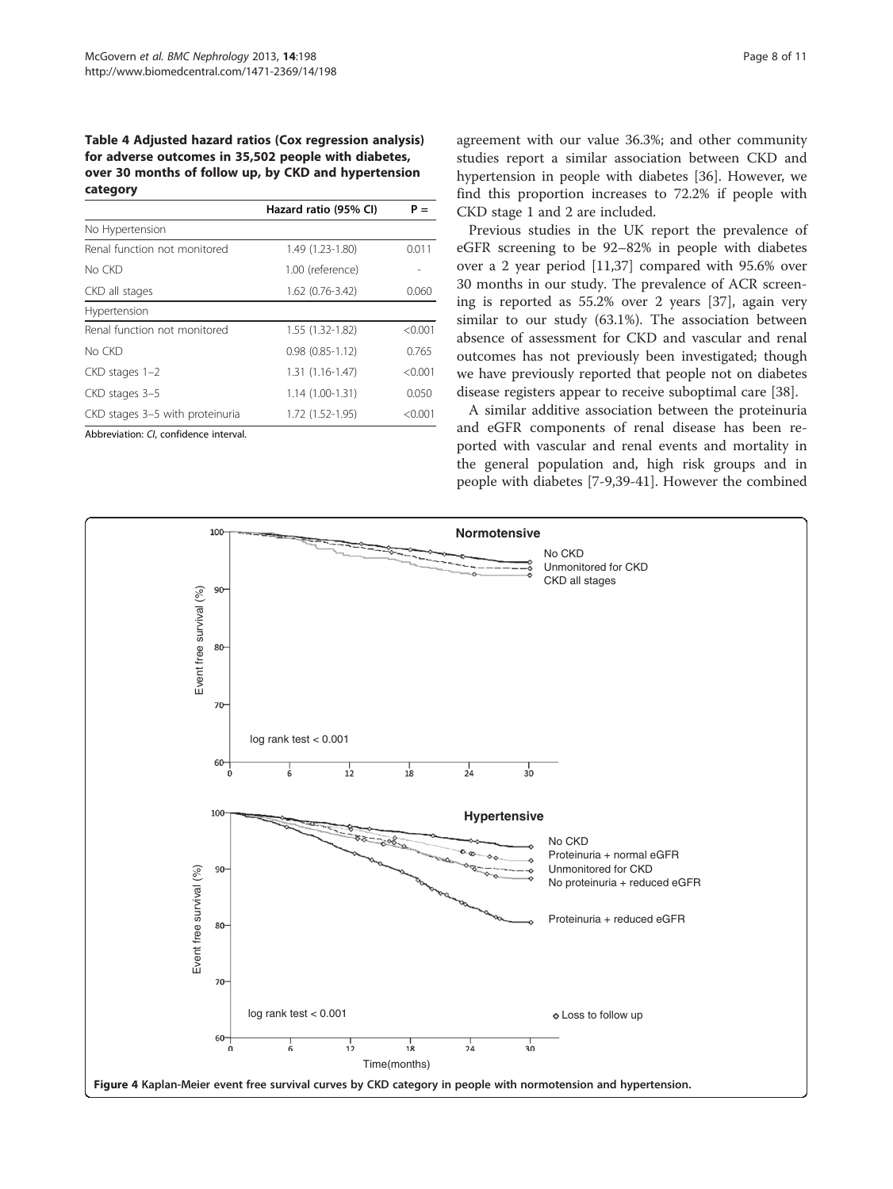**Table 4 Adjusted hazard ratios (Cox regression analysis) for adverse outcomes in 35,502 people with diabetes, over 30 months of follow up, by CKD and hypertension category**

| | Hazard ratio (95% CI) | P = |
|---|---|---|
| No Hypertension | | |
| Renal function not monitored | 1.49 (1.23-1.80) | 0.011 |
| No CKD | 1.00 (reference) | - |
| CKD all stages | 1.62 (0.76-3.42) | 0.060 |
| Hypertension | | |
| Renal function not monitored | 1.55 (1.32-1.82) | <0.001 |
| No CKD | 0.98 (0.85-1.12) | 0.765 |
| CKD stages 1–2 | 1.31 (1.16-1.47) | <0.001 |
| CKD stages 3–5 | 1.14 (1.00-1.31) | 0.050 |
| CKD stages 3–5 with proteinuria | 1.72 (1.52-1.95) | <0.001 |

Abbreviation: *CI*, confidence interval.

agreement with our value 36.3%; and other community studies report a similar association between CKD and hypertension in people with diabetes [36]. However, we find this proportion increases to 72.2% if people with CKD stage 1 and 2 are included.

Previous studies in the UK report the prevalence of eGFR screening to be 92–82% in people with diabetes over a 2 year period [11,37] compared with 95.6% over 30 months in our study. The prevalence of ACR screening is reported as 55.2% over 2 years [37], again very similar to our study (63.1%). The association between absence of assessment for CKD and vascular and renal outcomes has not previously been investigated; though we have previously reported that people not on diabetes disease registers appear to receive suboptimal care [38].

A similar additive association between the proteinuria and eGFR components of renal disease has been reported with vascular and renal events and mortality in the general population and, high risk groups and in people with diabetes [7-9,39-41]. However the combined

Normotensive

No CKD
Unmonitored for CKD
CKD all stages

Event free survival (%)

log rank test < 0.001

Hypertensive

No CKD
Proteinuria + normal eGFR
Unmonitored for CKD
No proteinuria + reduced eGFR
Proteinuria + reduced eGFR

Event free survival (%)

log rank test < 0.001

Loss to follow up

Time(months)

**Figure 4** Kaplan-Meier event free survival curves by CKD category in people with normotension and hypertension.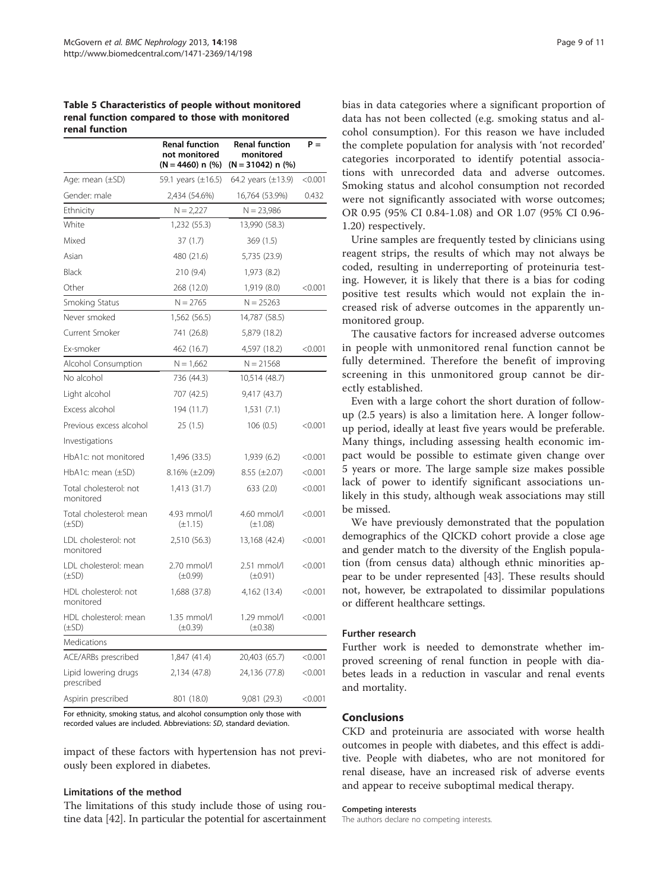**Table 5 Characteristics of people without monitored renal function compared to those with monitored renal function**

| | Renal function not monitored (N = 4460) n (%) | Renal function monitored (N = 31042) n (%) | P = |
|---|---|---|---|
| Age: mean (±SD) | 59.1 years (±16.5) | 64.2 years (±13.9) | <0.001 |
| Gender: male | 2,434 (54.6%) | 16,764 (53.9%) | 0.432 |
| Ethnicity | N = 2,227 | N = 23,986 | |
| White | 1,232 (55.3) | 13,990 (58.3) | |
| Mixed | 37 (1.7) | 369 (1.5) | |
| Asian | 480 (21.6) | 5,735 (23.9) | |
| Black | 210 (9.4) | 1,973 (8.2) | |
| Other | 268 (12.0) | 1,919 (8.0) | <0.001 |
| Smoking Status | N = 2765 | N = 25263 | |
| Never smoked | 1,562 (56.5) | 14,787 (58.5) | |
| Current Smoker | 741 (26.8) | 5,879 (18.2) | |
| Ex-smoker | 462 (16.7) | 4,597 (18.2) | <0.001 |
| Alcohol Consumption | N = 1,662 | N = 21568 | |
| No alcohol | 736 (44.3) | 10,514 (48.7) | |
| Light alcohol | 707 (42.5) | 9,417 (43.7) | |
| Excess alcohol | 194 (11.7) | 1,531 (7.1) | |
| Previous excess alcohol | 25 (1.5) | 106 (0.5) | <0.001 |
| Investigations | | | |
| HbA1c: not monitored | 1,496 (33.5) | 1,939 (6.2) | <0.001 |
| HbA1c: mean (±SD) | 8.16% (±2.09) | 8.55 (±2.07) | <0.001 |
| Total cholesterol: not monitored | 1,413 (31.7) | 633 (2.0) | <0.001 |
| Total cholesterol: mean (±SD) | 4.93 mmol/l (±1.15) | 4.60 mmol/l (±1.08) | <0.001 |
| LDL cholesterol: not monitored | 2,510 (56.3) | 13,168 (42.4) | <0.001 |
| LDL cholesterol: mean (±SD) | 2.70 mmol/l (±0.99) | 2.51 mmol/l (±0.91) | <0.001 |
| HDL cholesterol: not monitored | 1,688 (37.8) | 4,162 (13.4) | <0.001 |
| HDL cholesterol: mean (±SD) | 1.35 mmol/l (±0.39) | 1.29 mmol/l (±0.38) | <0.001 |
| Medications | | | |
| ACE/ARBs prescribed | 1,847 (41.4) | 20,403 (65.7) | <0.001 |
| Lipid lowering drugs prescribed | 2,134 (47.8) | 24,136 (77.8) | <0.001 |
| Aspirin prescribed | 801 (18.0) | 9,081 (29.3) | <0.001 |

For ethnicity, smoking status, and alcohol consumption only those with recorded values are included. Abbreviations: *SD*, standard deviation.

impact of these factors with hypertension has not previously been explored in diabetes.

### Limitations of the method

The limitations of this study include those of using routine data [42]. In particular the potential for ascertainment bias in data categories where a significant proportion of data has not been collected (e.g. smoking status and alcohol consumption). For this reason we have included the complete population for analysis with 'not recorded' categories incorporated to identify potential associations with unrecorded data and adverse outcomes. Smoking status and alcohol consumption not recorded were not significantly associated with worse outcomes; OR 0.95 (95% CI 0.84-1.08) and OR 1.07 (95% CI 0.96-1.20) respectively.

Urine samples are frequently tested by clinicians using reagent strips, the results of which may not always be coded, resulting in underreporting of proteinuria testing. However, it is likely that there is a bias for coding positive test results which would not explain the increased risk of adverse outcomes in the apparently unmonitored group.

The causative factors for increased adverse outcomes in people with unmonitored renal function cannot be fully determined. Therefore the benefit of improving screening in this unmonitored group cannot be directly established.

Even with a large cohort the short duration of follow-up (2.5 years) is also a limitation here. A longer follow-up period, ideally at least five years would be preferable. Many things, including assessing health economic impact would be possible to estimate given change over 5 years or more. The large sample size makes possible lack of power to identify significant associations unlikely in this study, although weak associations may still be missed.

We have previously demonstrated that the population demographics of the QICKD cohort provide a close age and gender match to the diversity of the English population (from census data) although ethnic minorities appear to be under represented [43]. These results should not, however, be extrapolated to dissimilar populations or different healthcare settings.

### Further research

Further work is needed to demonstrate whether improved screening of renal function in people with diabetes leads in a reduction in vascular and renal events and mortality.

## Conclusions

CKD and proteinuria are associated with worse health outcomes in people with diabetes, and this effect is additive. People with diabetes, who are not monitored for renal disease, have an increased risk of adverse events and appear to receive suboptimal medical therapy.

#### Competing interests

The authors declare no competing interests.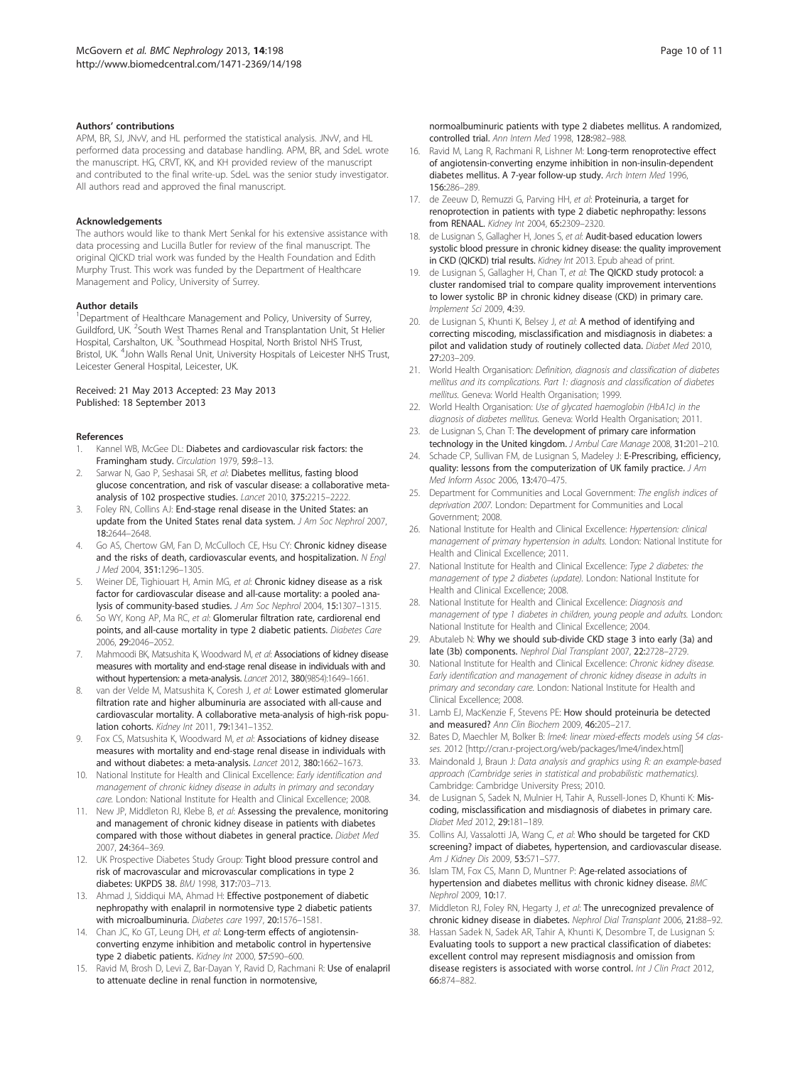### Authors' contributions

APM, BR, SJ, JNvV, and HL performed the statistical analysis. JNvV, and HL performed data processing and database handling. APM, BR, and SdeL wrote the manuscript. HG, CRVT, KK, and KH provided review of the manuscript and contributed to the final write-up. SdeL was the senior study investigator. All authors read and approved the final manuscript.

### Acknowledgements

The authors would like to thank Mert Senkal for his extensive assistance with data processing and Lucilla Butler for review of the final manuscript. The original QICKD trial work was funded by the Health Foundation and Edith Murphy Trust. This work was funded by the Department of Healthcare Management and Policy, University of Surrey.

### Author details

[1]Department of Healthcare Management and Policy, University of Surrey, Guildford, UK. [2]South West Thames Renal and Transplantation Unit, St Helier Hospital, Carshalton, UK. [3]Southmead Hospital, North Bristol NHS Trust, Bristol, UK. [4]John Walls Renal Unit, University Hospitals of Leicester NHS Trust, Leicester General Hospital, Leicester, UK.

Received: 21 May 2013 Accepted: 23 May 2013
Published: 18 September 2013

### References

1. Kannel WB, McGee DL: **Diabetes and cardiovascular risk factors: the Framingham study.** *Circulation* 1979, **59:**8–13.
2. Sarwar N, Gao P, Seshasai SR, *et al*: **Diabetes mellitus, fasting blood glucose concentration, and risk of vascular disease: a collaborative meta-analysis of 102 prospective studies.** *Lancet* 2010, **375:**2215–2222.
3. Foley RN, Collins AJ: **End-stage renal disease in the United States: an update from the United States renal data system.** *J Am Soc Nephrol* 2007, **18:**2644–2648.
4. Go AS, Chertow GM, Fan D, McCulloch CE, Hsu CY: **Chronic kidney disease and the risks of death, cardiovascular events, and hospitalization.** *N Engl J Med* 2004, **351:**1296–1305.
5. Weiner DE, Tighiouart H, Amin MG, *et al*: **Chronic kidney disease as a risk factor for cardiovascular disease and all-cause mortality: a pooled analysis of community-based studies.** *J Am Soc Nephrol* 2004, **15:**1307–1315.
6. So WY, Kong AP, Ma RC, *et al*: **Glomerular filtration rate, cardiorenal end points, and all-cause mortality in type 2 diabetic patients.** *Diabetes Care* 2006, **29:**2046–2052.
7. Mahmoodi BK, Matsushita K, Woodward M, *et al*: **Associations of kidney disease measures with mortality and end-stage renal disease in individuals with and without hypertension: a meta-analysis.** *Lancet* 2012, **380**(9854):1649–1661.
8. van der Velde M, Matsushita K, Coresh J, *et al*: **Lower estimated glomerular filtration rate and higher albuminuria are associated with all-cause and cardiovascular mortality. A collaborative meta-analysis of high-risk population cohorts.** *Kidney Int* 2011, **79:**1341–1352.
9. Fox CS, Matsushita K, Woodward M, *et al*: **Associations of kidney disease measures with mortality and end-stage renal disease in individuals with and without diabetes: a meta-analysis.** *Lancet* 2012, **380:**1662–1673.
10. National Institute for Health and Clinical Excellence: *Early identification and management of chronic kidney disease in adults in primary and secondary care.* London: National Institute for Health and Clinical Excellence; 2008.
11. New JP, Middleton RJ, Klebe B, *et al*: **Assessing the prevalence, monitoring and management of chronic kidney disease in patients with diabetes compared with those without diabetes in general practice.** *Diabet Med* 2007, **24:**364–369.
12. UK Prospective Diabetes Study Group: **Tight blood pressure control and risk of macrovascular and microvascular complications in type 2 diabetes: UKPDS 38.** *BMJ* 1998, **317:**703–713.
13. Ahmad J, Siddiqui MA, Ahmad H: **Effective postponement of diabetic nephropathy with enalapril in normotensive type 2 diabetic patients with microalbuminuria.** *Diabetes care* 1997, **20:**1576–1581.
14. Chan JC, Ko GT, Leung DH, *et al*: **Long-term effects of angiotensin-converting enzyme inhibition and metabolic control in hypertensive type 2 diabetic patients.** *Kidney Int* 2000, **57:**590–600.
15. Ravid M, Brosh D, Levi Z, Bar-Dayan Y, Ravid D, Rachmani R: **Use of enalapril to attenuate decline in renal function in normotensive, normoalbuminuric patients with type 2 diabetes mellitus. A randomized, controlled trial.** *Ann Intern Med* 1998, **128:**982–988.
16. Ravid M, Lang R, Rachmani R, Lishner M: **Long-term renoprotective effect of angiotensin-converting enzyme inhibition in non-insulin-dependent diabetes mellitus. A 7-year follow-up study.** *Arch Intern Med* 1996, **156:**286–289.
17. de Zeeuw D, Remuzzi G, Parving HH, *et al*: **Proteinuria, a target for renoprotection in patients with type 2 diabetic nephropathy: lessons from RENAAL.** *Kidney Int* 2004, **65:**2309–2320.
18. de Lusignan S, Gallagher H, Jones S, *et al*: **Audit-based education lowers systolic blood pressure in chronic kidney disease: the quality improvement in CKD (QICKD) trial results.** *Kidney Int* 2013. Epub ahead of print.
19. de Lusignan S, Gallagher H, Chan T, *et al*: **The QICKD study protocol: a cluster randomised trial to compare quality improvement interventions to lower systolic BP in chronic kidney disease (CKD) in primary care.** *Implement Sci* 2009, **4:**39.
20. de Lusignan S, Khunti K, Belsey J, *et al*: **A method of identifying and correcting miscoding, misclassification and misdiagnosis in diabetes: a pilot and validation study of routinely collected data.** *Diabet Med* 2010, **27:**203–209.
21. World Health Organisation: *Definition, diagnosis and classification of diabetes mellitus and its complications. Part 1: diagnosis and classification of diabetes mellitus.* Geneva: World Health Organisation; 1999.
22. World Health Organisation: *Use of glycated haemoglobin (HbA1c) in the diagnosis of diabetes mellitus.* Geneva: World Health Organisation; 2011.
23. de Lusignan S, Chan T: **The development of primary care information technology in the United kingdom.** *J Ambul Care Manage* 2008, **31:**201–210.
24. Schade CP, Sullivan FM, de Lusignan S, Madeley J: **E-Prescribing, efficiency, quality: lessons from the computerization of UK family practice.** *J Am Med Inform Assoc* 2006, **13:**470–475.
25. Department for Communities and Local Government: *The english indices of deprivation 2007.* London: Department for Communities and Local Government; 2008.
26. National Institute for Health and Clinical Excellence: *Hypertension: clinical management of primary hypertension in adults.* London: National Institute for Health and Clinical Excellence; 2011.
27. National Institute for Health and Clinical Excellence: *Type 2 diabetes: the management of type 2 diabetes (update).* London: National Institute for Health and Clinical Excellence; 2008.
28. National Institute for Health and Clinical Excellence: *Diagnosis and management of type 1 diabetes in children, young people and adults.* London: National Institute for Health and Clinical Excellence; 2004.
29. Abutaleb N: **Why we should sub-divide CKD stage 3 into early (3a) and late (3b) components.** *Nephrol Dial Transplant* 2007, **22:**2728–2729.
30. National Institute for Health and Clinical Excellence: *Chronic kidney disease. Early identification and management of chronic kidney disease in adults in primary and secondary care.* London: National Institute for Health and Clinical Excellence; 2008.
31. Lamb EJ, MacKenzie F, Stevens PE: **How should proteinuria be detected and measured?** *Ann Clin Biochem* 2009, **46:**205–217.
32. Bates D, Maechler M, Bolker B: *lme4: linear mixed-effects models using S4 classes.* 2012 [http://cran.r-project.org/web/packages/lme4/index.html]
33. Maindonald J, Braun J: *Data analysis and graphics using R: an example-based approach (Cambridge series in statistical and probabilistic mathematics).* Cambridge: Cambridge University Press; 2010.
34. de Lusignan S, Sadek N, Mulnier H, Tahir A, Russell-Jones D, Khunti K: **Miscoding, misclassification and misdiagnosis of diabetes in primary care.** *Diabet Med* 2012, **29:**181–189.
35. Collins AJ, Vassalotti JA, Wang C, *et al*: **Who should be targeted for CKD screening? impact of diabetes, hypertension, and cardiovascular disease.** *Am J Kidney Dis* 2009, **53:**S71–S77.
36. Islam TM, Fox CS, Mann D, Muntner P: **Age-related associations of hypertension and diabetes mellitus with chronic kidney disease.** *BMC Nephrol* 2009, **10:**17.
37. Middleton RJ, Foley RN, Hegarty J, *et al*: **The unrecognized prevalence of chronic kidney disease in diabetes.** *Nephrol Dial Transplant* 2006, **21:**88–92.
38. Hassan Sadek N, Sadek AR, Tahir A, Khunti K, Desombre T, de Lusignan S: **Evaluating tools to support a new practical classification of diabetes: excellent control may represent misdiagnosis and omission from disease registers is associated with worse control.** *Int J Clin Pract* 2012, **66:**874–882.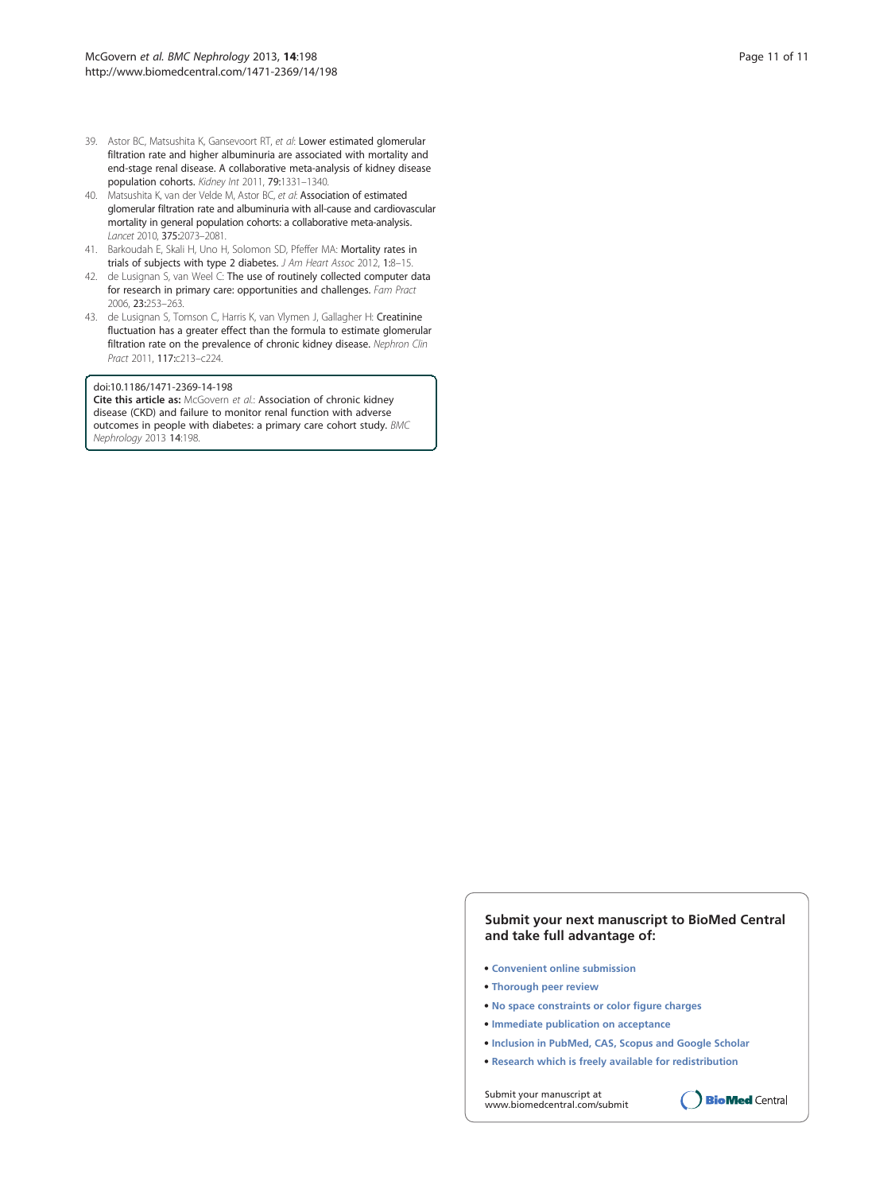39. Astor BC, Matsushita K, Gansevoort RT, *et al*: **Lower estimated glomerular filtration rate and higher albuminuria are associated with mortality and end-stage renal disease. A collaborative meta-analysis of kidney disease population cohorts.** *Kidney Int* 2011, **79:**1331–1340.
40. Matsushita K, van der Velde M, Astor BC, *et al*: **Association of estimated glomerular filtration rate and albuminuria with all-cause and cardiovascular mortality in general population cohorts: a collaborative meta-analysis.** *Lancet* 2010, **375:**2073–2081.
41. Barkoudah E, Skali H, Uno H, Solomon SD, Pfeffer MA: **Mortality rates in trials of subjects with type 2 diabetes.** *J Am Heart Assoc* 2012, **1:**8–15.
42. de Lusignan S, van Weel C: **The use of routinely collected computer data for research in primary care: opportunities and challenges.** *Fam Pract* 2006, **23:**253–263.
43. de Lusignan S, Tomson C, Harris K, van Vlymen J, Gallagher H: **Creatinine fluctuation has a greater effect than the formula to estimate glomerular filtration rate on the prevalence of chronic kidney disease.** *Nephron Clin Pract* 2011, **117:**c213–c224.

doi:10.1186/1471-2369-14-198
**Cite this article as:** McGovern *et al.*: Association of chronic kidney disease (CKD) and failure to monitor renal function with adverse outcomes in people with diabetes: a primary care cohort study. *BMC Nephrology* 2013 **14**:198.

**Submit your next manuscript to BioMed Central and take full advantage of:**

- **Convenient online submission**
- **Thorough peer review**
- **No space constraints or color figure charges**
- **Immediate publication on acceptance**
- **Inclusion in PubMed, CAS, Scopus and Google Scholar**
- **Research which is freely available for redistribution**

Submit your manuscript at
www.biomedcentral.com/submit

BioMed Central